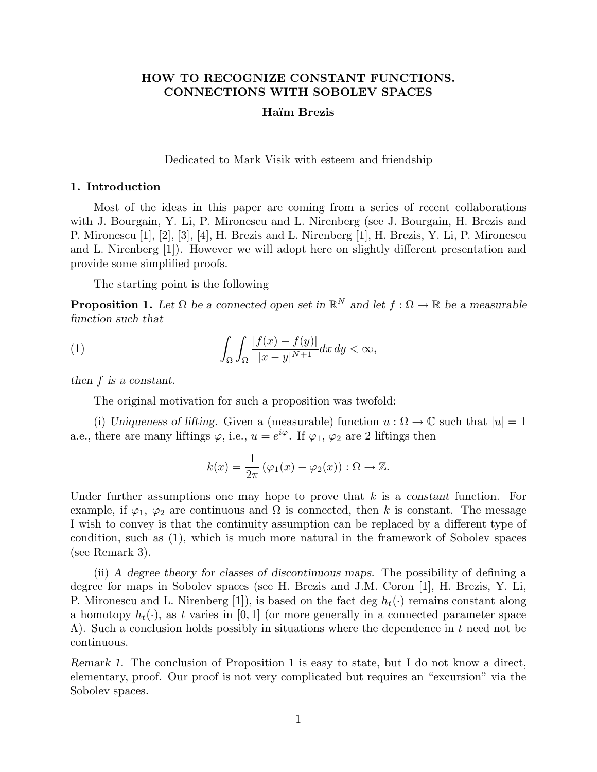# HOW TO RECOGNIZE CONSTANT FUNCTIONS. CONNECTIONS WITH SOBOLEV SPACES

**Haïm Brezis**

Dedicated to Mark Visik with esteem and friendship

## 1. Introduction

Most of the ideas in this paper are coming from a series of recent collaborations with J. Bourgain, Y. Li, P. Mironescu and L. Nirenberg (see J. Bourgain, H. Brezis and P. Mironescu [1], [2], [3], [4], H. Brezis and L. Nirenberg [1], H. Brezis, Y. Li, P. Mironescu and L. Nirenberg [1]). However we will adopt here on slightly different presentation and provide some simplified proofs.

The starting point is the following

**Proposition 1.** *Let $\Omega$ be a connected open set in $\mathbb{R}^N$ and let $f : \Omega \to \mathbb{R}$ be a measurable function such that*

$$\int_\Omega \int_\Omega \frac{|f(x) - f(y)|}{|x-y|^{N+1}} dx\, dy < \infty, \tag{1}$$

*then $f$ is a constant.*

The original motivation for such a proposition was twofold:

(i) *Uniqueness of lifting.* Given a (measurable) function $u : \Omega \to \mathbb{C}$ such that $|u| = 1$ a.e., there are many liftings $\varphi$, i.e., $u = e^{i\varphi}$. If $\varphi_1$, $\varphi_2$ are 2 liftings then

$$k(x) = \frac{1}{2\pi}\left(\varphi_1(x) - \varphi_2(x)\right) : \Omega \to \mathbb{Z}.$$

Under further assumptions one may hope to prove that $k$ is a *constant* function. For example, if $\varphi_1$, $\varphi_2$ are continuous and $\Omega$ is connected, then $k$ is constant. The message I wish to convey is that the continuity assumption can be replaced by a different type of condition, such as (1), which is much more natural in the framework of Sobolev spaces (see Remark 3).

(ii) *A degree theory for classes of discontinuous maps.* The possibility of defining a degree for maps in Sobolev spaces (see H. Brezis and J.M. Coron [1], H. Brezis, Y. Li, P. Mironescu and L. Nirenberg [1]), is based on the fact deg $h_t(\cdot)$ remains constant along a homotopy $h_t(\cdot)$, as $t$ varies in $[0,1]$ (or more generally in a connected parameter space $\Lambda$). Such a conclusion holds possibly in situations where the dependence in $t$ need not be continuous.

*Remark 1.* The conclusion of Proposition 1 is easy to state, but I do not know a direct, elementary, proof. Our proof is not very complicated but requires an "excursion" via the Sobolev spaces.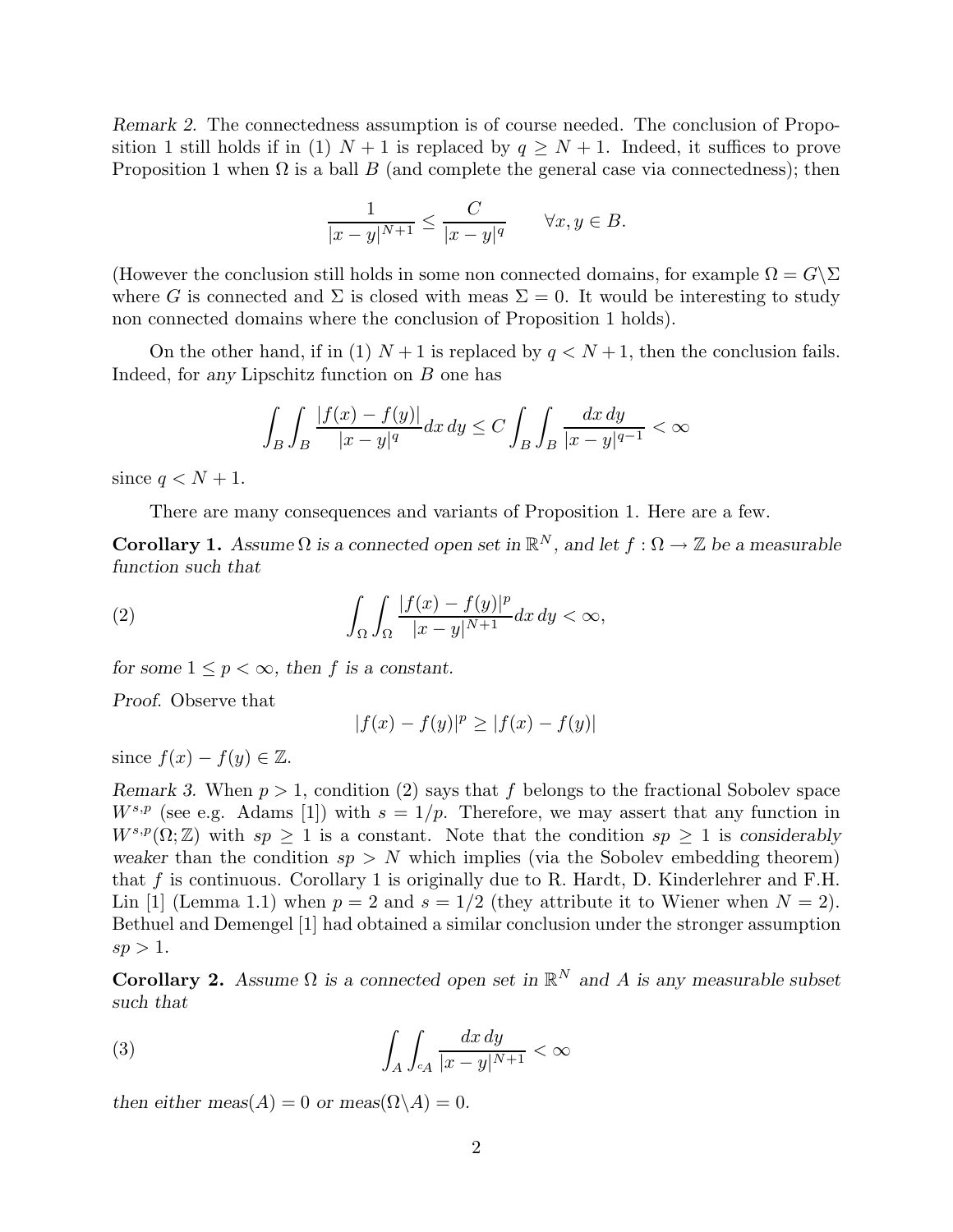*Remark 2.* The connectedness assumption is of course needed. The conclusion of Proposition 1 still holds if in (1) $N+1$ is replaced by $q \geq N+1$. Indeed, it suffices to prove Proposition 1 when $\Omega$ is a ball $B$ (and complete the general case via connectedness); then

$$\frac{1}{|x-y|^{N+1}} \leq \frac{C}{|x-y|^q} \qquad \forall x, y \in B.$$

(However the conclusion still holds in some non connected domains, for example $\Omega = G \backslash \Sigma$ where $G$ is connected and $\Sigma$ is closed with meas $\Sigma = 0$. It would be interesting to study non connected domains where the conclusion of Proposition 1 holds).

On the other hand, if in (1) $N+1$ is replaced by $q < N+1$, then the conclusion fails. Indeed, for *any* Lipschitz function on $B$ one has

$$\int_B \int_B \frac{|f(x)-f(y)|}{|x-y|^q} dx\, dy \leq C \int_B \int_B \frac{dx\, dy}{|x-y|^{q-1}} < \infty$$

since $q < N+1$.

There are many consequences and variants of Proposition 1. Here are a few.

**Corollary 1.** *Assume $\Omega$ is a connected open set in $\mathbb{R}^N$, and let $f : \Omega \to \mathbb{Z}$ be a measurable function such that*

$$\int_\Omega \int_\Omega \frac{|f(x)-f(y)|^p}{|x-y|^{N+1}} dx\, dy < \infty, \tag{2}$$

*for some $1 \leq p < \infty$, then $f$ is a constant.*

*Proof.* Observe that

$$|f(x)-f(y)|^p \geq |f(x)-f(y)|$$

since $f(x) - f(y) \in \mathbb{Z}$.

*Remark 3.* When $p > 1$, condition (2) says that $f$ belongs to the fractional Sobolev space $W^{s,p}$ (see e.g. Adams [1]) with $s = 1/p$. Therefore, we may assert that any function in $W^{s,p}(\Omega; \mathbb{Z})$ with $sp \geq 1$ is a constant. Note that the condition $sp \geq 1$ is *considerably weaker* than the condition $sp > N$ which implies (via the Sobolev embedding theorem) that $f$ is continuous. Corollary 1 is originally due to R. Hardt, D. Kinderlehrer and F.H. Lin [1] (Lemma 1.1) when $p = 2$ and $s = 1/2$ (they attribute it to Wiener when $N = 2$). Bethuel and Demengel [1] had obtained a similar conclusion under the stronger assumption $sp > 1$.

**Corollary 2.** *Assume $\Omega$ is a connected open set in $\mathbb{R}^N$ and $A$ is any measurable subset such that*

$$\int_A \int_{^cA} \frac{dx\, dy}{|x-y|^{N+1}} < \infty \tag{3}$$

*then either meas$(A) = 0$ or meas$(\Omega \backslash A) = 0$.*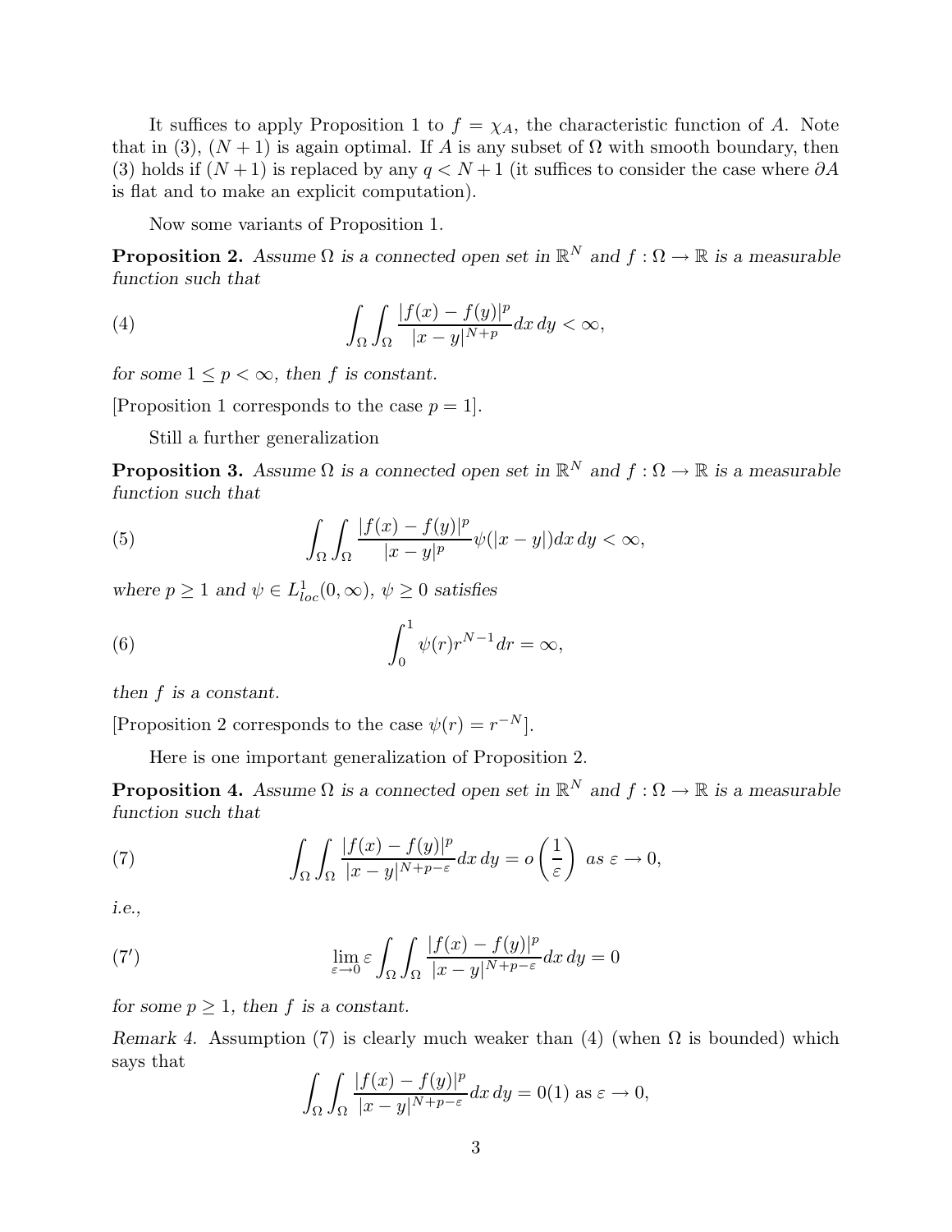It suffices to apply Proposition 1 to $f = \chi_A$, the characteristic function of $A$. Note that in (3), $(N+1)$ is again optimal. If $A$ is any subset of $\Omega$ with smooth boundary, then (3) holds if $(N+1)$ is replaced by any $q < N+1$ (it suffices to consider the case where $\partial A$ is flat and to make an explicit computation).

Now some variants of Proposition 1.

**Proposition 2.** *Assume $\Omega$ is a connected open set in $\mathbb{R}^N$ and $f : \Omega \to \mathbb{R}$ is a measurable function such that*

$$\int_\Omega \int_\Omega \frac{|f(x) - f(y)|^p}{|x-y|^{N+p}} dx\, dy < \infty, \tag{4}$$

*for some $1 \le p < \infty$, then $f$ is constant.*

[Proposition 1 corresponds to the case $p = 1$].

Still a further generalization

**Proposition 3.** *Assume $\Omega$ is a connected open set in $\mathbb{R}^N$ and $f : \Omega \to \mathbb{R}$ is a measurable function such that*

$$\int_\Omega \int_\Omega \frac{|f(x) - f(y)|^p}{|x-y|^{p}} \psi(|x-y|) dx\, dy < \infty, \tag{5}$$

*where $p \ge 1$ and $\psi \in L^1_{loc}(0, \infty)$, $\psi \ge 0$ satisfies*

$$\int_0^1 \psi(r) r^{N-1} dr = \infty, \tag{6}$$

*then $f$ is a constant.*

[Proposition 2 corresponds to the case $\psi(r) = r^{-N}$].

Here is one important generalization of Proposition 2.

**Proposition 4.** *Assume $\Omega$ is a connected open set in $\mathbb{R}^N$ and $f : \Omega \to \mathbb{R}$ is a measurable function such that*

$$\int_\Omega \int_\Omega \frac{|f(x) - f(y)|^p}{|x-y|^{N+p-\varepsilon}} dx\, dy = o\left(\frac{1}{\varepsilon}\right) \text{ as } \varepsilon \to 0, \tag{7}$$

*i.e.,*

$$\lim_{\varepsilon \to 0} \varepsilon \int_\Omega \int_\Omega \frac{|f(x) - f(y)|^p}{|x-y|^{N+p-\varepsilon}} dx\, dy = 0 \tag{7'}$$

*for some $p \ge 1$, then $f$ is a constant.*

*Remark 4.* Assumption (7) is clearly much weaker than (4) (when $\Omega$ is bounded) which says that

$$\int_\Omega \int_\Omega \frac{|f(x) - f(y)|^p}{|x-y|^{N+p-\varepsilon}} dx\, dy = 0(1) \text{ as } \varepsilon \to 0,$$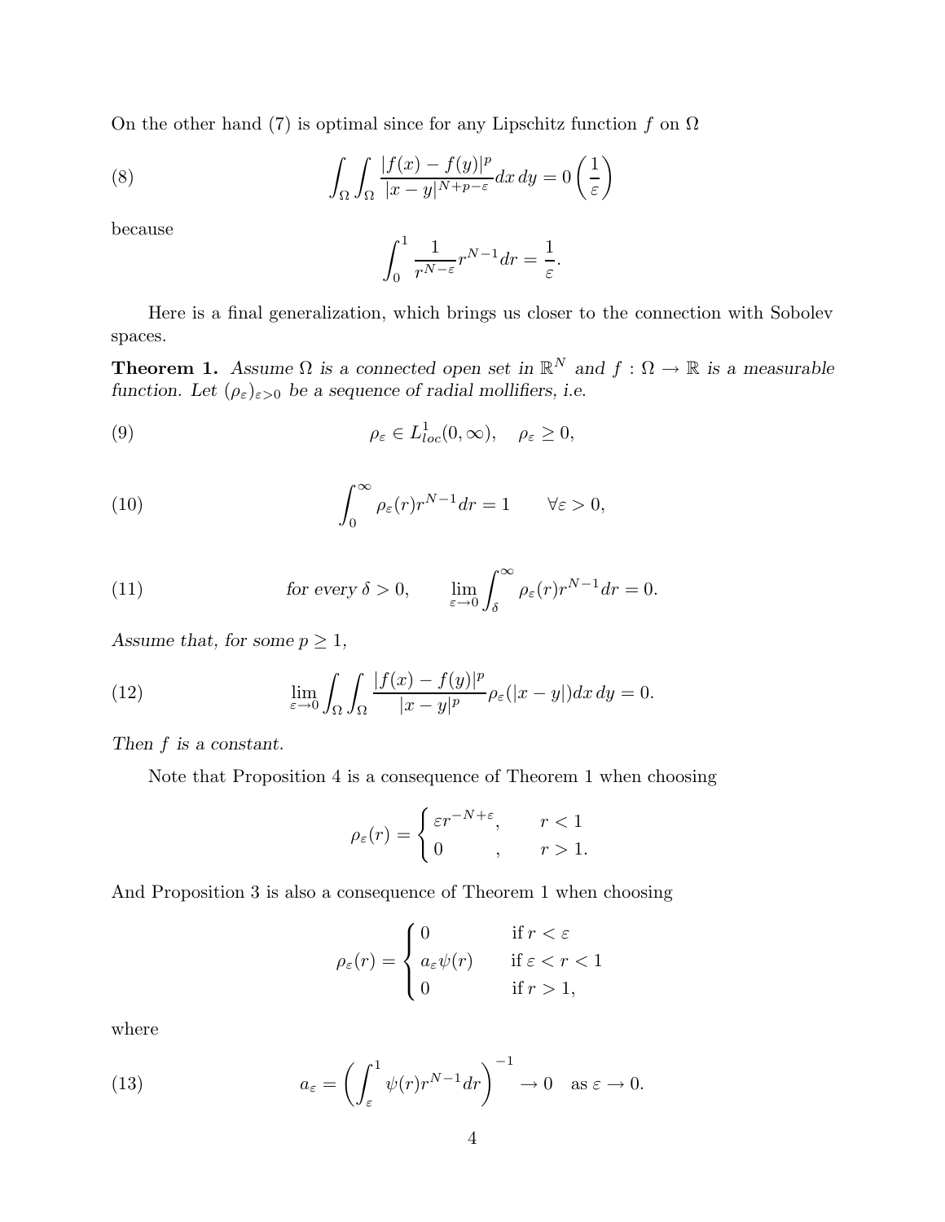On the other hand (7) is optimal since for any Lipschitz function $f$ on $\Omega$

$$\int_\Omega \int_\Omega \frac{|f(x) - f(y)|^p}{|x-y|^{N+p-\varepsilon}} dx\, dy = 0\left(\frac{1}{\varepsilon}\right) \tag{8}$$

because

$$\int_0^1 \frac{1}{r^{N-\varepsilon}} r^{N-1} dr = \frac{1}{\varepsilon}.$$

Here is a final generalization, which brings us closer to the connection with Sobolev spaces.

**Theorem 1.** *Assume $\Omega$ is a connected open set in $\mathbb{R}^N$ and $f : \Omega \to \mathbb{R}$ is a measurable function. Let $(\rho_\varepsilon)_{\varepsilon>0}$ be a sequence of radial mollifiers, i.e.*

$$\rho_\varepsilon \in L^1_{loc}(0,\infty), \quad \rho_\varepsilon \geq 0, \tag{9}$$

$$\int_0^\infty \rho_\varepsilon(r) r^{N-1} dr = 1 \qquad \forall \varepsilon > 0, \tag{10}$$

$$\textit{for every } \delta > 0, \qquad \lim_{\varepsilon \to 0} \int_\delta^\infty \rho_\varepsilon(r) r^{N-1} dr = 0. \tag{11}$$

*Assume that, for some $p \geq 1$,*

$$\lim_{\varepsilon \to 0} \int_\Omega \int_\Omega \frac{|f(x) - f(y)|^p}{|x-y|^p} \rho_\varepsilon(|x-y|) dx\, dy = 0. \tag{12}$$

*Then $f$ is a constant.*

Note that Proposition 4 is a consequence of Theorem 1 when choosing

$$\rho_\varepsilon(r) = \begin{cases} \varepsilon r^{-N+\varepsilon}, & r < 1 \\ 0 \qquad , & r > 1. \end{cases}$$

And Proposition 3 is also a consequence of Theorem 1 when choosing

$$\rho_\varepsilon(r) = \begin{cases} 0 & \text{if } r < \varepsilon \\ a_\varepsilon \psi(r) & \text{if } \varepsilon < r < 1 \\ 0 & \text{if } r > 1, \end{cases}$$

where

$$a_\varepsilon = \left( \int_\varepsilon^1 \psi(r) r^{N-1} dr \right)^{-1} \to 0 \quad \text{as } \varepsilon \to 0. \tag{13}$$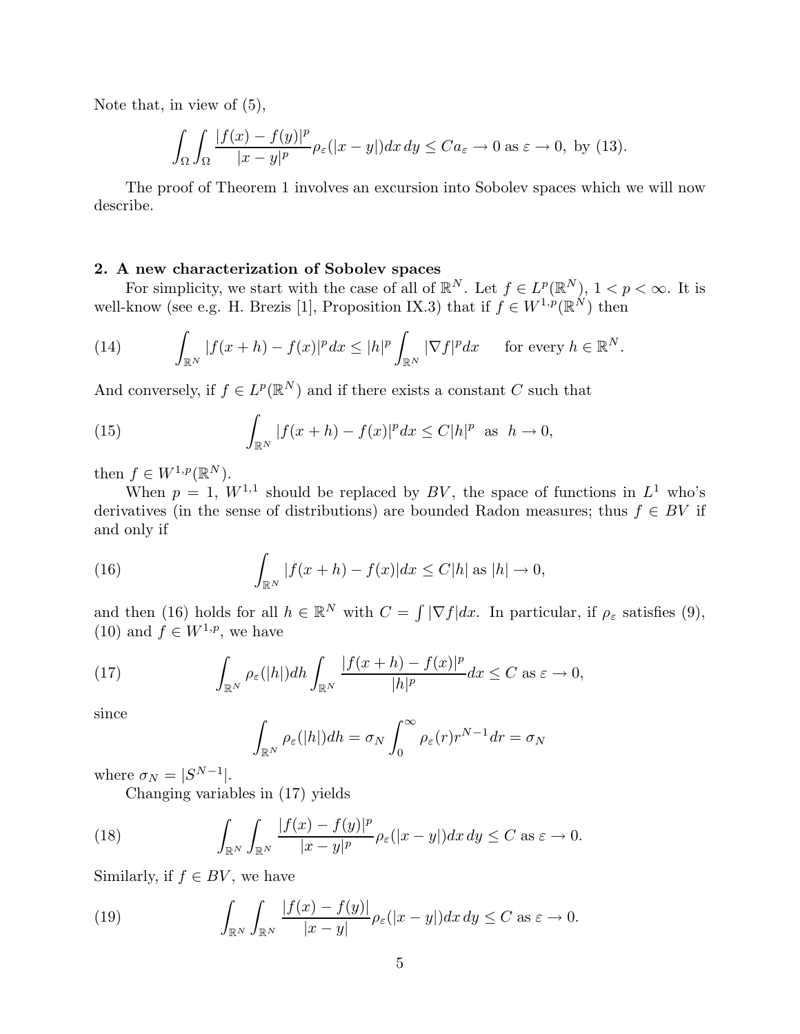Note that, in view of (5),

$$\int_\Omega \int_\Omega \frac{|f(x) - f(y)|^p}{|x-y|^p} \rho_\varepsilon(|x-y|) dx\, dy \le C a_\varepsilon \to 0 \text{ as } \varepsilon \to 0, \text{ by (13)}.$$

The proof of Theorem 1 involves an excursion into Sobolev spaces which we will now describe.

## 2. A new characterization of Sobolev spaces

For simplicity, we start with the case of all of $\mathbb{R}^N$. Let $f \in L^p(\mathbb{R}^N)$, $1 < p < \infty$. It is well-know (see e.g. H. Brezis [1], Proposition IX.3) that if $f \in W^{1,p}(\mathbb{R}^N)$ then

$$\int_{\mathbb{R}^N} |f(x+h) - f(x)|^p dx \le |h|^p \int_{\mathbb{R}^N} |\nabla f|^p dx \qquad \text{for every } h \in \mathbb{R}^N. \tag{14}$$

And conversely, if $f \in L^p(\mathbb{R}^N)$ and if there exists a constant $C$ such that

$$\int_{\mathbb{R}^N} |f(x+h) - f(x)|^p dx \le C|h|^p \ \text{ as } \ h \to 0, \tag{15}$$

then $f \in W^{1,p}(\mathbb{R}^N)$.

When $p = 1$, $W^{1,1}$ should be replaced by $BV$, the space of functions in $L^1$ who's derivatives (in the sense of distributions) are bounded Radon measures; thus $f \in BV$ if and only if

$$\int_{\mathbb{R}^N} |f(x+h) - f(x)| dx \le C|h| \text{ as } |h| \to 0, \tag{16}$$

and then (16) holds for all $h \in \mathbb{R}^N$ with $C = \int |\nabla f| dx$. In particular, if $\rho_\varepsilon$ satisfies (9), (10) and $f \in W^{1,p}$, we have

$$\int_{\mathbb{R}^N} \rho_\varepsilon(|h|) dh \int_{\mathbb{R}^N} \frac{|f(x+h) - f(x)|^p}{|h|^p} dx \le C \text{ as } \varepsilon \to 0, \tag{17}$$

since

$$\int_{\mathbb{R}^N} \rho_\varepsilon(|h|) dh = \sigma_N \int_0^\infty \rho_\varepsilon(r) r^{N-1} dr = \sigma_N$$

where $\sigma_N = |S^{N-1}|$.

Changing variables in (17) yields

$$\int_{\mathbb{R}^N} \int_{\mathbb{R}^N} \frac{|f(x) - f(y)|^p}{|x-y|^p} \rho_\varepsilon(|x-y|) dx\, dy \le C \text{ as } \varepsilon \to 0. \tag{18}$$

Similarly, if $f \in BV$, we have

$$\int_{\mathbb{R}^N} \int_{\mathbb{R}^N} \frac{|f(x) - f(y)|}{|x-y|} \rho_\varepsilon(|x-y|) dx\, dy \le C \text{ as } \varepsilon \to 0. \tag{19}$$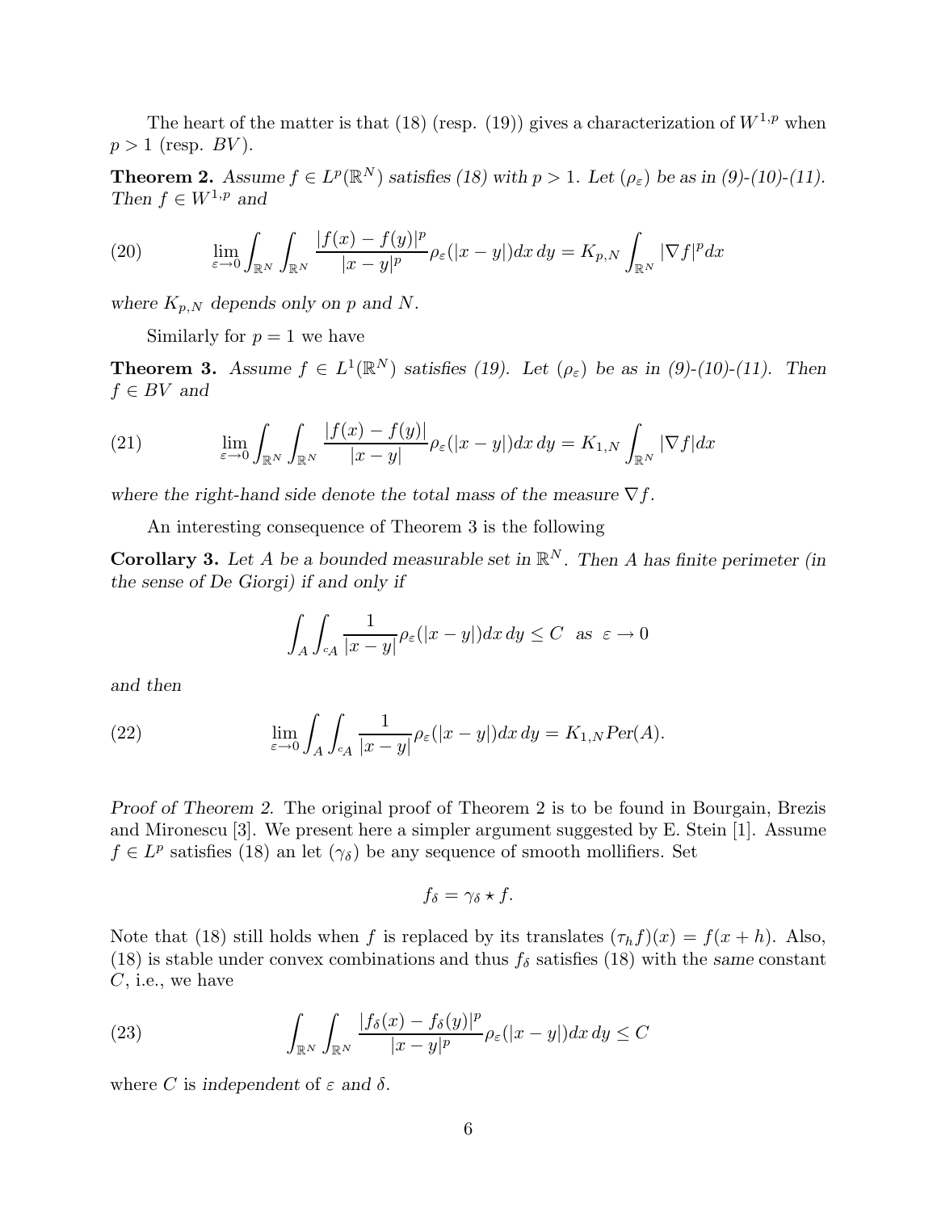The heart of the matter is that (18) (resp. (19)) gives a characterization of $W^{1,p}$ when $p > 1$ (resp. $BV$).

**Theorem 2.** *Assume $f \in L^p(\mathbb{R}^N)$ satisfies (18) with $p > 1$. Let $(\rho_\varepsilon)$ be as in (9)-(10)-(11). Then $f \in W^{1,p}$ and*

$$\lim_{\varepsilon \to 0} \int_{\mathbb{R}^N} \int_{\mathbb{R}^N} \frac{|f(x) - f(y)|^p}{|x-y|^p} \rho_\varepsilon(|x-y|) dx\, dy = K_{p,N} \int_{\mathbb{R}^N} |\nabla f|^p dx \tag{20}$$

*where $K_{p,N}$ depends only on $p$ and $N$.*

Similarly for $p = 1$ we have

**Theorem 3.** *Assume $f \in L^1(\mathbb{R}^N)$ satisfies (19). Let $(\rho_\varepsilon)$ be as in (9)-(10)-(11). Then $f \in BV$ and*

$$\lim_{\varepsilon \to 0} \int_{\mathbb{R}^N} \int_{\mathbb{R}^N} \frac{|f(x) - f(y)|}{|x-y|} \rho_\varepsilon(|x-y|) dx\, dy = K_{1,N} \int_{\mathbb{R}^N} |\nabla f| dx \tag{21}$$

*where the right-hand side denote the total mass of the measure $\nabla f$.*

An interesting consequence of Theorem 3 is the following

**Corollary 3.** *Let $A$ be a bounded measurable set in $\mathbb{R}^N$. Then $A$ has finite perimeter (in the sense of De Giorgi) if and only if*

$$\int_A \int_{{}^cA} \frac{1}{|x-y|} \rho_\varepsilon(|x-y|) dx\, dy \le C \quad \text{as } \varepsilon \to 0$$

*and then*

$$\lim_{\varepsilon \to 0} \int_A \int_{{}^cA} \frac{1}{|x-y|} \rho_\varepsilon(|x-y|) dx\, dy = K_{1,N} \text{Per}(A). \tag{22}$$

*Proof of Theorem 2.* The original proof of Theorem 2 is to be found in Bourgain, Brezis and Mironescu [3]. We present here a simpler argument suggested by E. Stein [1]. Assume $f \in L^p$ satisfies (18) an let $(\gamma_\delta)$ be any sequence of smooth mollifiers. Set

$$f_\delta = \gamma_\delta \star f.$$

Note that (18) still holds when $f$ is replaced by its translates $(\tau_h f)(x) = f(x+h)$. Also, (18) is stable under convex combinations and thus $f_\delta$ satisfies (18) with the *same* constant $C$, i.e., we have

$$\int_{\mathbb{R}^N} \int_{\mathbb{R}^N} \frac{|f_\delta(x) - f_\delta(y)|^p}{|x-y|^p} \rho_\varepsilon(|x-y|) dx\, dy \le C \tag{23}$$

where $C$ is *independent* of $\varepsilon$ *and* $\delta$.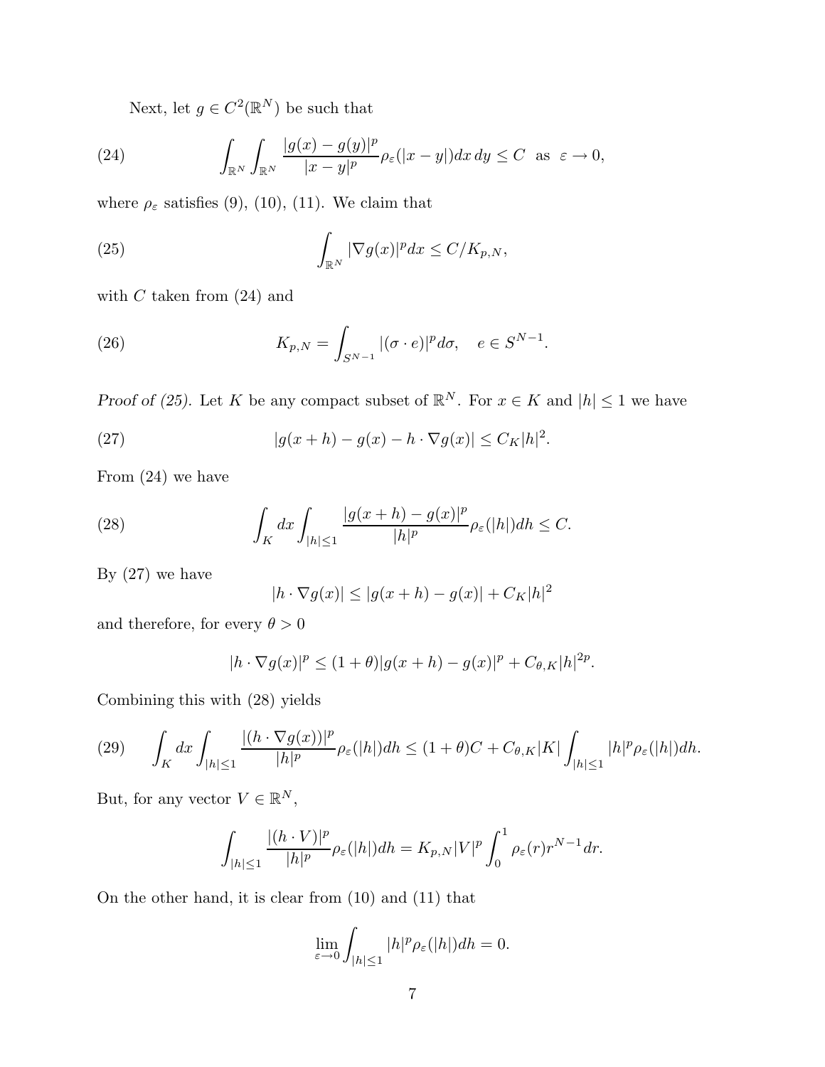Next, let $g \in C^2(\mathbb{R}^N)$ be such that

$$\int_{\mathbb{R}^N}\int_{\mathbb{R}^N} \frac{|g(x)-g(y)|^p}{|x-y|^p}\rho_\varepsilon(|x-y|)dx\,dy \le C \ \text{ as } \ \varepsilon \to 0, \tag{24}$$

where $\rho_\varepsilon$ satisfies (9), (10), (11). We claim that

$$\int_{\mathbb{R}^N} |\nabla g(x)|^p dx \le C/K_{p,N}, \tag{25}$$

with $C$ taken from (24) and

$$K_{p,N} = \int_{S^{N-1}} |(\sigma \cdot e)|^p d\sigma, \quad e \in S^{N-1}. \tag{26}$$

*Proof of (25).* Let $K$ be any compact subset of $\mathbb{R}^N$. For $x \in K$ and $|h| \le 1$ we have

$$|g(x+h) - g(x) - h \cdot \nabla g(x)| \le C_K |h|^2. \tag{27}$$

From (24) we have

$$\int_K dx \int_{|h|\le 1} \frac{|g(x+h)-g(x)|^p}{|h|^p}\rho_\varepsilon(|h|)dh \le C. \tag{28}$$

By (27) we have

$$|h \cdot \nabla g(x)| \le |g(x+h) - g(x)| + C_K|h|^2$$

and therefore, for every $\theta > 0$

$$|h \cdot \nabla g(x)|^p \le (1+\theta)|g(x+h)-g(x)|^p + C_{\theta,K}|h|^{2p}.$$

Combining this with (28) yields

$$\int_K dx \int_{|h|\le 1} \frac{|(h\cdot \nabla g(x))|^p}{|h|^p}\rho_\varepsilon(|h|)dh \le (1+\theta)C + C_{\theta,K}|K| \int_{|h|\le 1} |h|^p \rho_\varepsilon(|h|)dh. \tag{29}$$

But, for any vector $V \in \mathbb{R}^N$,

$$\int_{|h|\le 1} \frac{|(h \cdot V)|^p}{|h|^p}\rho_\varepsilon(|h|)dh = K_{p,N}|V|^p \int_0^1 \rho_\varepsilon(r) r^{N-1} dr.$$

On the other hand, it is clear from (10) and (11) that

$$\lim_{\varepsilon\to 0} \int_{|h|\le 1} |h|^p \rho_\varepsilon(|h|)dh = 0.$$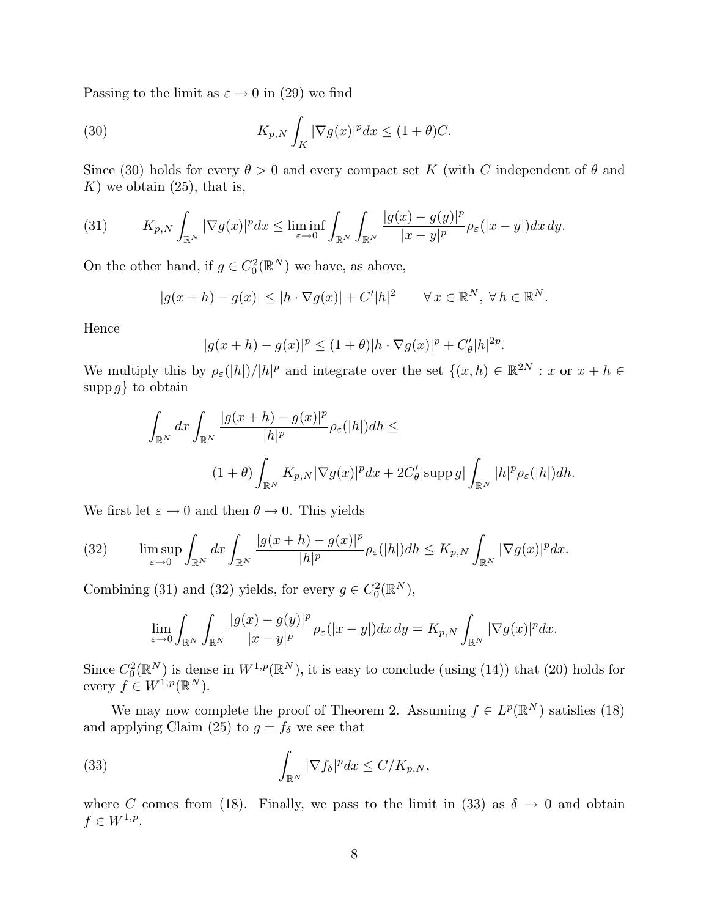Passing to the limit as $\varepsilon \to 0$ in (29) we find

$$K_{p,N} \int_K |\nabla g(x)|^p dx \leq (1+\theta) C. \tag{30}$$

Since (30) holds for every $\theta > 0$ and every compact set $K$ (with $C$ independent of $\theta$ and $K$) we obtain (25), that is,

$$K_{p,N} \int_{\mathbb{R}^N} |\nabla g(x)|^p dx \leq \liminf_{\varepsilon \to 0} \int_{\mathbb{R}^N} \int_{\mathbb{R}^N} \frac{|g(x) - g(y)|^p}{|x-y|^p} \rho_\varepsilon(|x-y|) dx\, dy. \tag{31}$$

On the other hand, if $g \in C_0^2(\mathbb{R}^N)$ we have, as above,

$$|g(x+h) - g(x)| \leq |h \cdot \nabla g(x)| + C' |h|^2 \qquad \forall\, x \in \mathbb{R}^N,\ \forall\, h \in \mathbb{R}^N.$$

Hence

$$|g(x+h) - g(x)|^p \leq (1+\theta) |h \cdot \nabla g(x)|^p + C'_\theta |h|^{2p}.$$

We multiply this by $\rho_\varepsilon(|h|)/|h|^p$ and integrate over the set $\{(x,h) \in \mathbb{R}^{2N} : x \text{ or } x+h \in \operatorname{supp} g\}$ to obtain

$$\int_{\mathbb{R}^N} dx \int_{\mathbb{R}^N} \frac{|g(x+h) - g(x)|^p}{|h|^p} \rho_\varepsilon(|h|) dh \leq$$

$$(1+\theta) \int_{\mathbb{R}^N} K_{p,N} |\nabla g(x)|^p dx + 2C'_\theta |\operatorname{supp} g| \int_{\mathbb{R}^N} |h|^p \rho_\varepsilon(|h|) dh.$$

We first let $\varepsilon \to 0$ and then $\theta \to 0$. This yields

$$\limsup_{\varepsilon \to 0} \int_{\mathbb{R}^N} dx \int_{\mathbb{R}^N} \frac{|g(x+h) - g(x)|^p}{|h|^p} \rho_\varepsilon(|h|) dh \leq K_{p,N} \int_{\mathbb{R}^N} |\nabla g(x)|^p dx. \tag{32}$$

Combining (31) and (32) yields, for every $g \in C_0^2(\mathbb{R}^N)$,

$$\lim_{\varepsilon \to 0} \int_{\mathbb{R}^N} \int_{\mathbb{R}^N} \frac{|g(x) - g(y)|^p}{|x-y|^p} \rho_\varepsilon(|x-y|) dx\, dy = K_{p,N} \int_{\mathbb{R}^N} |\nabla g(x)|^p dx.$$

Since $C_0^2(\mathbb{R}^N)$ is dense in $W^{1,p}(\mathbb{R}^N)$, it is easy to conclude (using (14)) that (20) holds for every $f \in W^{1,p}(\mathbb{R}^N)$.

We may now complete the proof of Theorem 2. Assuming $f \in L^p(\mathbb{R}^N)$ satisfies (18) and applying Claim (25) to $g = f_\delta$ we see that

$$\int_{\mathbb{R}^N} |\nabla f_\delta|^p dx \leq C / K_{p,N}, \tag{33}$$

where $C$ comes from (18). Finally, we pass to the limit in (33) as $\delta \to 0$ and obtain $f \in W^{1,p}$.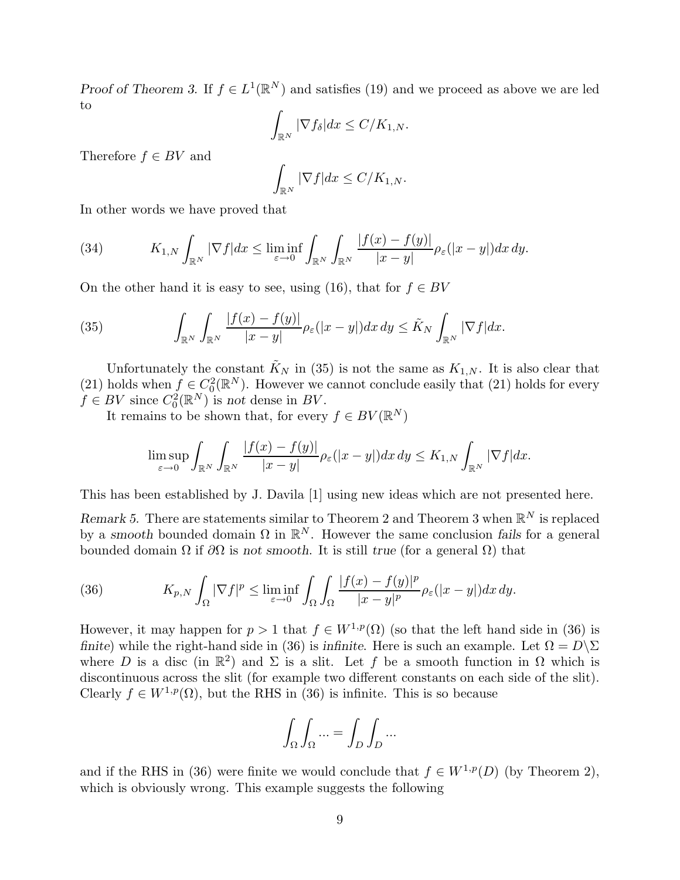*Proof of Theorem 3.* If $f \in L^1(\mathbb{R}^N)$ and satisfies (19) and we proceed as above we are led to

$$\int_{\mathbb{R}^N} |\nabla f_\delta| dx \le C/K_{1,N}.$$

Therefore $f \in BV$ and

$$\int_{\mathbb{R}^N} |\nabla f| dx \le C/K_{1,N}.$$

In other words we have proved that

$$K_{1,N} \int_{\mathbb{R}^N} |\nabla f| dx \le \liminf_{\varepsilon \to 0} \int_{\mathbb{R}^N} \int_{\mathbb{R}^N} \frac{|f(x) - f(y)|}{|x-y|} \rho_\varepsilon(|x-y|) dx\, dy. \tag{34}$$

On the other hand it is easy to see, using (16), that for $f \in BV$

$$\int_{\mathbb{R}^N} \int_{\mathbb{R}^N} \frac{|f(x) - f(y)|}{|x-y|} \rho_\varepsilon(|x-y|) dx\, dy \le \tilde{K}_N \int_{\mathbb{R}^N} |\nabla f| dx. \tag{35}$$

Unfortunately the constant $\tilde{K}_N$ in (35) is not the same as $K_{1,N}$. It is also clear that (21) holds when $f \in C_0^2(\mathbb{R}^N)$. However we cannot conclude easily that (21) holds for every $f \in BV$ since $C_0^2(\mathbb{R}^N)$ is *not* dense in $BV$.

It remains to be shown that, for every $f \in BV(\mathbb{R}^N)$

$$\limsup_{\varepsilon \to 0} \int_{\mathbb{R}^N} \int_{\mathbb{R}^N} \frac{|f(x) - f(y)|}{|x-y|} \rho_\varepsilon(|x-y|) dx\, dy \le K_{1,N} \int_{\mathbb{R}^N} |\nabla f| dx.$$

This has been established by J. Davila [1] using new ideas which are not presented here.

*Remark 5.* There are statements similar to Theorem 2 and Theorem 3 when $\mathbb{R}^N$ is replaced by a *smooth* bounded domain $\Omega$ in $\mathbb{R}^N$. However the same conclusion *fails* for a general bounded domain $\Omega$ if $\partial\Omega$ is *not smooth*. It is still *true* (for a general $\Omega$) that

$$K_{p,N} \int_\Omega |\nabla f|^p \le \liminf_{\varepsilon \to 0} \int_\Omega \int_\Omega \frac{|f(x) - f(y)|^p}{|x-y|^p} \rho_\varepsilon(|x-y|) dx\, dy. \tag{36}$$

However, it may happen for $p > 1$ that $f \in W^{1,p}(\Omega)$ (so that the left hand side in (36) is *finite*) while the right-hand side in (36) is *infinite*. Here is such an example. Let $\Omega = D \backslash \Sigma$ where $D$ is a disc (in $\mathbb{R}^2$) and $\Sigma$ is a slit. Let $f$ be a smooth function in $\Omega$ which is discontinuous across the slit (for example two different constants on each side of the slit). Clearly $f \in W^{1,p}(\Omega)$, but the RHS in (36) is infinite. This is so because

$$\int_\Omega \int_\Omega ... = \int_D \int_D ...$$

and if the RHS in (36) were finite we would conclude that $f \in W^{1,p}(D)$ (by Theorem 2), which is obviously wrong. This example suggests the following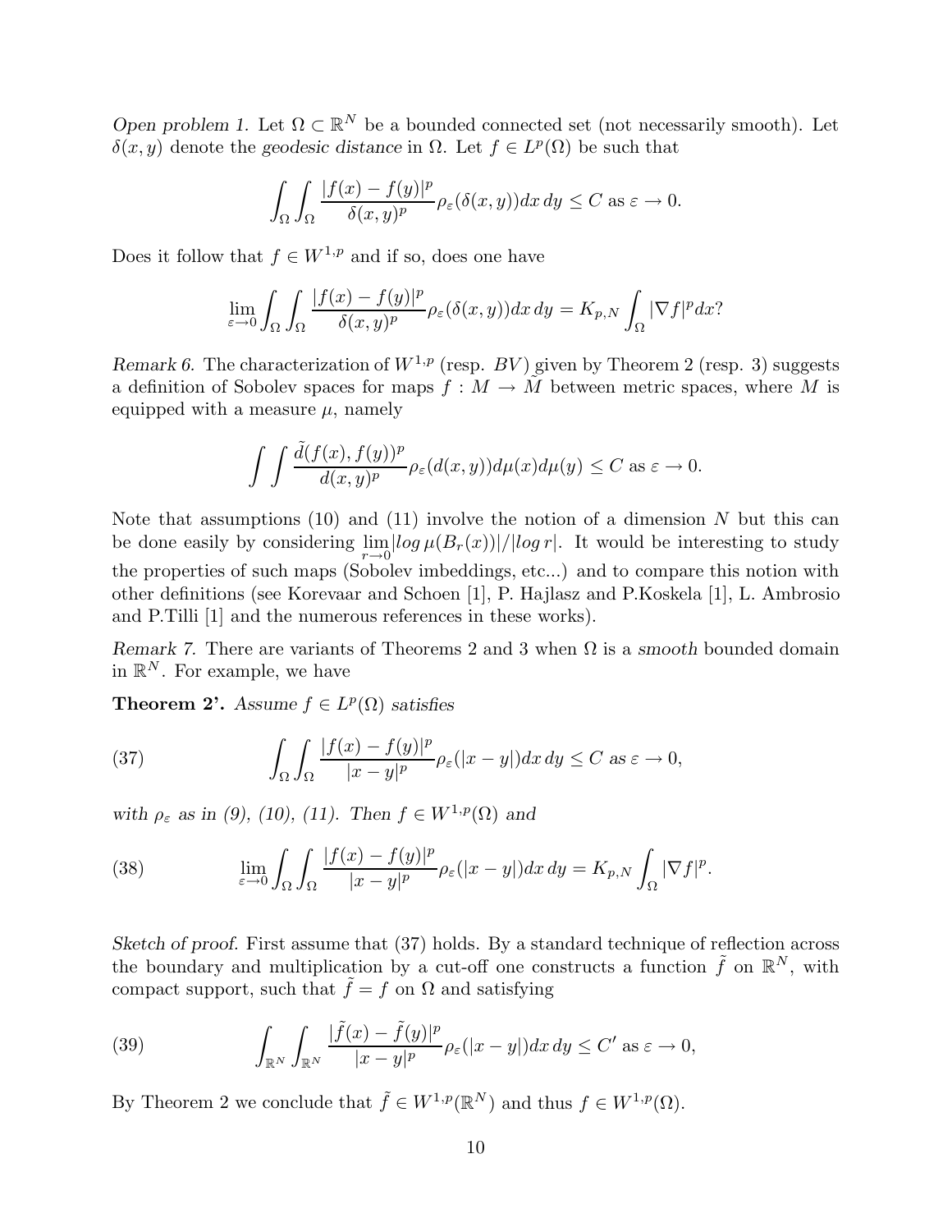*Open problem 1.* Let $\Omega \subset \mathbb{R}^N$ be a bounded connected set (not necessarily smooth). Let $\delta(x, y)$ denote the *geodesic distance* in $\Omega$. Let $f \in L^p(\Omega)$ be such that

$$\int_\Omega \int_\Omega \frac{|f(x) - f(y)|^p}{\delta(x,y)^p} \rho_\varepsilon(\delta(x,y)) dx\, dy \leq C \text{ as } \varepsilon \to 0.$$

Does it follow that $f \in W^{1,p}$ and if so, does one have

$$\lim_{\varepsilon \to 0} \int_\Omega \int_\Omega \frac{|f(x) - f(y)|^p}{\delta(x,y)^p} \rho_\varepsilon(\delta(x,y)) dx\, dy = K_{p,N} \int_\Omega |\nabla f|^p dx?$$

*Remark 6.* The characterization of $W^{1,p}$ (resp. $BV$) given by Theorem 2 (resp. 3) suggests a definition of Sobolev spaces for maps $f : M \to \tilde{M}$ between metric spaces, where $M$ is equipped with a measure $\mu$, namely

$$\int \int \frac{\tilde{d}(f(x), f(y))^p}{d(x,y)^p} \rho_\varepsilon(d(x,y)) d\mu(x) d\mu(y) \leq C \text{ as } \varepsilon \to 0.$$

Note that assumptions (10) and (11) involve the notion of a dimension $N$ but this can be done easily by considering $\lim_{r \to 0} |log\, \mu(B_r(x))|/|log\, r|$. It would be interesting to study the properties of such maps (Sobolev imbeddings, etc...) and to compare this notion with other definitions (see Korevaar and Schoen [1], P. Hajlasz and P.Koskela [1], L. Ambrosio and P.Tilli [1] and the numerous references in these works).

*Remark 7.* There are variants of Theorems 2 and 3 when $\Omega$ is a *smooth* bounded domain in $\mathbb{R}^N$. For example, we have

**Theorem 2'.** *Assume $f \in L^p(\Omega)$ satisfies*

$$\int_\Omega \int_\Omega \frac{|f(x) - f(y)|^p}{|x-y|^p} \rho_\varepsilon(|x-y|) dx\, dy \leq C \text{ as } \varepsilon \to 0, \tag{37}$$

*with $\rho_\varepsilon$ as in (9), (10), (11). Then $f \in W^{1,p}(\Omega)$ and*

$$\lim_{\varepsilon \to 0} \int_\Omega \int_\Omega \frac{|f(x) - f(y)|^p}{|x-y|^p} \rho_\varepsilon(|x-y|) dx\, dy = K_{p,N} \int_\Omega |\nabla f|^p. \tag{38}$$

*Sketch of proof.* First assume that (37) holds. By a standard technique of reflection across the boundary and multiplication by a cut-off one constructs a function $\tilde{f}$ on $\mathbb{R}^N$, with compact support, such that $\tilde{f} = f$ on $\Omega$ and satisfying

$$\int_{\mathbb{R}^N} \int_{\mathbb{R}^N} \frac{|\tilde{f}(x) - \tilde{f}(y)|^p}{|x-y|^p} \rho_\varepsilon(|x-y|) dx\, dy \leq C' \text{ as } \varepsilon \to 0, \tag{39}$$

By Theorem 2 we conclude that $\tilde{f} \in W^{1,p}(\mathbb{R}^N)$ and thus $f \in W^{1,p}(\Omega)$.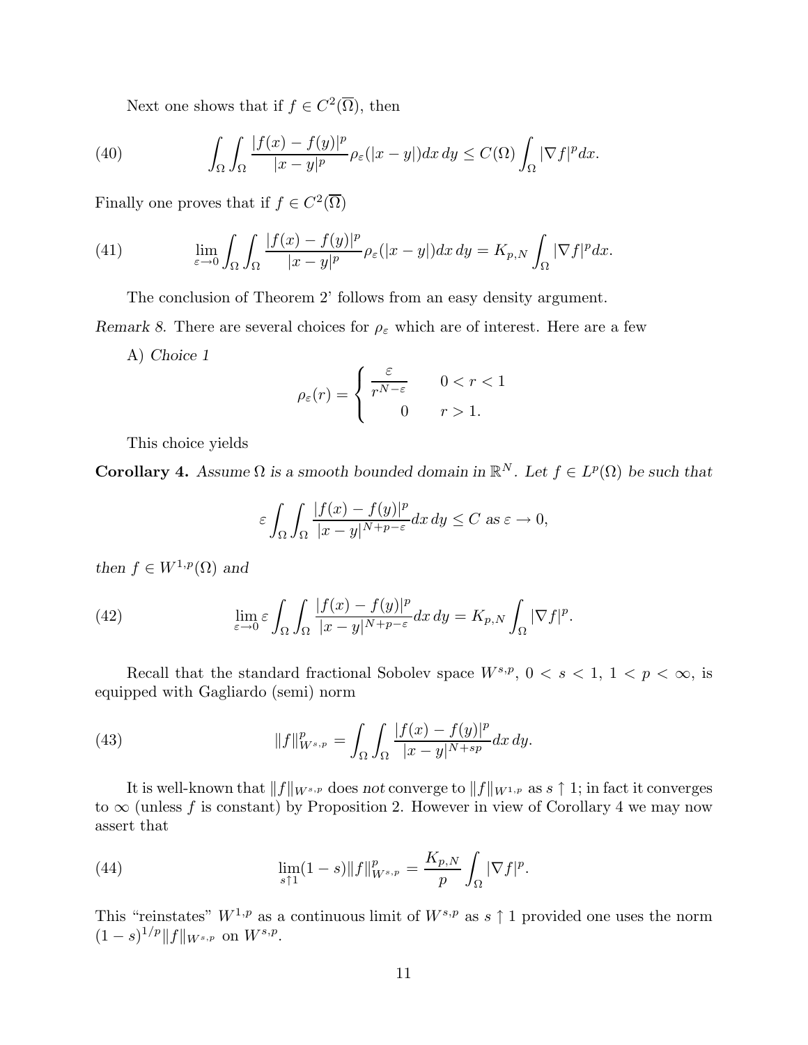Next one shows that if $f \in C^2(\overline{\Omega})$, then

$$\int_\Omega \int_\Omega \frac{|f(x) - f(y)|^p}{|x - y|^p} \rho_\varepsilon(|x - y|) dx\, dy \leq C(\Omega) \int_\Omega |\nabla f|^p dx. \tag{40}$$

Finally one proves that if $f \in C^2(\overline{\Omega})$

$$\lim_{\varepsilon \to 0} \int_\Omega \int_\Omega \frac{|f(x) - f(y)|^p}{|x - y|^p} \rho_\varepsilon(|x - y|) dx\, dy = K_{p,N} \int_\Omega |\nabla f|^p dx. \tag{41}$$

The conclusion of Theorem 2' follows from an easy density argument.

*Remark 8.* There are several choices for $\rho_\varepsilon$ which are of interest. Here are a few

A) *Choice 1*

$$\rho_\varepsilon(r) = \begin{cases} \dfrac{\varepsilon}{r^{N-\varepsilon}} & 0 < r < 1 \\ 0 & r > 1. \end{cases}$$

This choice yields

**Corollary 4.** *Assume $\Omega$ is a smooth bounded domain in $\mathbb{R}^N$. Let $f \in L^p(\Omega)$ be such that*

$$\varepsilon \int_\Omega \int_\Omega \frac{|f(x) - f(y)|^p}{|x - y|^{N+p-\varepsilon}} dx\, dy \leq C \text{ as } \varepsilon \to 0,$$

*then $f \in W^{1,p}(\Omega)$ and*

$$\lim_{\varepsilon \to 0} \varepsilon \int_\Omega \int_\Omega \frac{|f(x) - f(y)|^p}{|x - y|^{N+p-\varepsilon}} dx\, dy = K_{p,N} \int_\Omega |\nabla f|^p. \tag{42}$$

Recall that the standard fractional Sobolev space $W^{s,p}$, $0 < s < 1$, $1 < p < \infty$, is equipped with Gagliardo (semi) norm

$$\|f\|^p_{W^{s,p}} = \int_\Omega \int_\Omega \frac{|f(x) - f(y)|^p}{|x - y|^{N+sp}} dx\, dy. \tag{43}$$

It is well-known that $\|f\|_{W^{s,p}}$ does *not* converge to $\|f\|_{W^{1,p}}$ as $s \uparrow 1$; in fact it converges to $\infty$ (unless $f$ is constant) by Proposition 2. However in view of Corollary 4 we may now assert that

$$\lim_{s \uparrow 1} (1 - s) \|f\|^p_{W^{s,p}} = \frac{K_{p,N}}{p} \int_\Omega |\nabla f|^p. \tag{44}$$

This "reinstates" $W^{1,p}$ as a continuous limit of $W^{s,p}$ as $s \uparrow 1$ provided one uses the norm $(1 - s)^{1/p} \|f\|_{W^{s,p}}$ on $W^{s,p}$.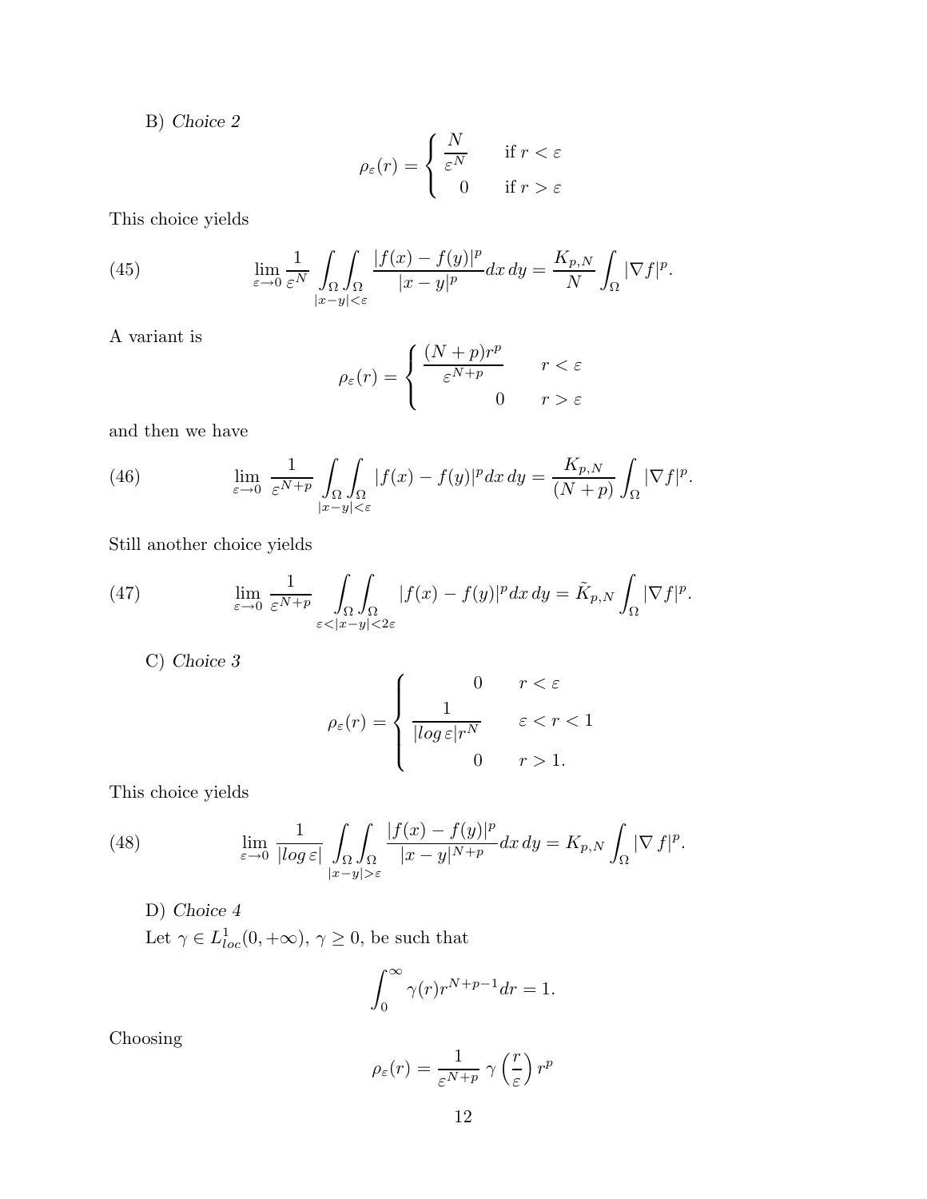B) *Choice 2*

$$\rho_\varepsilon(r) = \begin{cases} \dfrac{N}{\varepsilon^N} & \text{if } r < \varepsilon \\ 0 & \text{if } r > \varepsilon \end{cases}$$

This choice yields

$$\lim_{\varepsilon \to 0} \frac{1}{\varepsilon^N} \int_\Omega \int_\Omega_{|x-y|<\varepsilon} \frac{|f(x)-f(y)|^p}{|x-y|^p} dx\, dy = \frac{K_{p,N}}{N} \int_\Omega |\nabla f|^p. \tag{45}$$

A variant is

$$\rho_\varepsilon(r) = \begin{cases} \dfrac{(N+p)r^p}{\varepsilon^{N+p}} & r < \varepsilon \\ 0 & r > \varepsilon \end{cases}$$

and then we have

$$\lim_{\varepsilon \to 0} \frac{1}{\varepsilon^{N+p}} \int_\Omega \int_\Omega_{|x-y|<\varepsilon} |f(x)-f(y)|^p dx\, dy = \frac{K_{p,N}}{(N+p)} \int_\Omega |\nabla f|^p. \tag{46}$$

Still another choice yields

$$\lim_{\varepsilon \to 0} \frac{1}{\varepsilon^{N+p}} \int_\Omega \int_\Omega_{\varepsilon<|x-y|<2\varepsilon} |f(x)-f(y)|^p dx\, dy = \tilde{K}_{p,N} \int_\Omega |\nabla f|^p. \tag{47}$$

C) *Choice 3*

$$\rho_\varepsilon(r) = \begin{cases} 0 & r < \varepsilon \\ \dfrac{1}{|log\, \varepsilon| r^N} & \varepsilon < r < 1 \\ 0 & r > 1. \end{cases}$$

This choice yields

$$\lim_{\varepsilon \to 0} \frac{1}{|log\, \varepsilon|} \int_\Omega \int_\Omega_{|x-y|>\varepsilon} \frac{|f(x)-f(y)|^p}{|x-y|^{N+p}} dx\, dy = K_{p,N} \int_\Omega |\nabla f|^p. \tag{48}$$

D) *Choice 4*

Let $\gamma \in L^1_{loc}(0, +\infty)$, $\gamma \geq 0$, be such that

$$\int_0^\infty \gamma(r) r^{N+p-1} dr = 1.$$

Choosing

$$\rho_\varepsilon(r) = \frac{1}{\varepsilon^{N+p}}\, \gamma\left(\frac{r}{\varepsilon}\right) r^p$$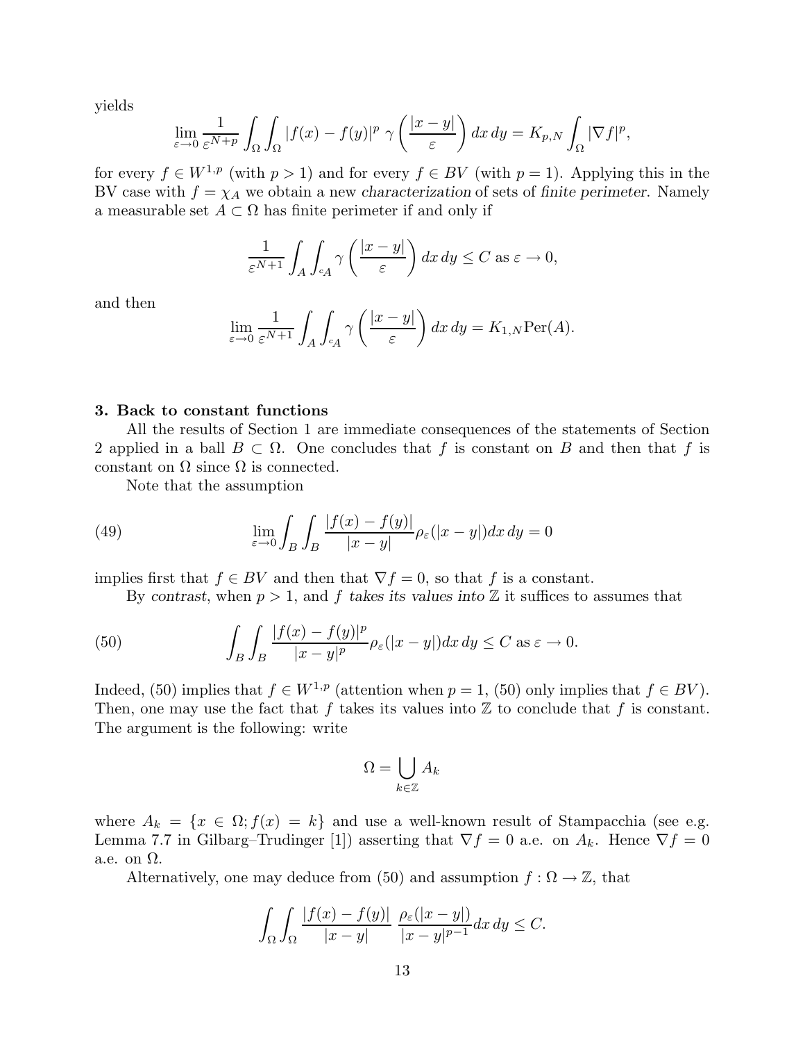yields

$$\lim_{\varepsilon \to 0} \frac{1}{\varepsilon^{N+p}} \int_\Omega \int_\Omega |f(x) - f(y)|^p \, \gamma\left(\frac{|x-y|}{\varepsilon}\right) dx\, dy = K_{p,N} \int_\Omega |\nabla f|^p,$$

for every $f \in W^{1,p}$ (with $p > 1$) and for every $f \in BV$ (with $p = 1$). Applying this in the BV case with $f = \chi_A$ we obtain a new *characterization* of sets of *finite perimeter*. Namely a measurable set $A \subset \Omega$ has finite perimeter if and only if

$$\frac{1}{\varepsilon^{N+1}} \int_A \int_{{}^c A} \gamma\left(\frac{|x-y|}{\varepsilon}\right) dx\, dy \le C \text{ as } \varepsilon \to 0,$$

and then

$$\lim_{\varepsilon \to 0} \frac{1}{\varepsilon^{N+1}} \int_A \int_{{}^c A} \gamma\left(\frac{|x-y|}{\varepsilon}\right) dx\, dy = K_{1,N} \mathrm{Per}(A).$$

**3. Back to constant functions**

All the results of Section 1 are immediate consequences of the statements of Section 2 applied in a ball $B \subset \Omega$. One concludes that $f$ is constant on $B$ and then that $f$ is constant on $\Omega$ since $\Omega$ is connected.

Note that the assumption

$$\lim_{\varepsilon \to 0} \int_B \int_B \frac{|f(x) - f(y)|}{|x-y|} \rho_\varepsilon(|x-y|) dx\, dy = 0 \tag{49}$$

implies first that $f \in BV$ and then that $\nabla f = 0$, so that $f$ is a constant.

By *contrast*, when $p > 1$, and $f$ *takes its values into* $\mathbb{Z}$ it suffices to assumes that

$$\int_B \int_B \frac{|f(x) - f(y)|^p}{|x-y|^p} \rho_\varepsilon(|x-y|) dx\, dy \le C \text{ as } \varepsilon \to 0. \tag{50}$$

Indeed, (50) implies that $f \in W^{1,p}$ (attention when $p = 1$, (50) only implies that $f \in BV$). Then, one may use the fact that $f$ takes its values into $\mathbb{Z}$ to conclude that $f$ is constant. The argument is the following: write

$$\Omega = \bigcup_{k \in \mathbb{Z}} A_k$$

where $A_k = \{x \in \Omega; f(x) = k\}$ and use a well-known result of Stampacchia (see e.g. Lemma 7.7 in Gilbarg–Trudinger [1]) asserting that $\nabla f = 0$ a.e. on $A_k$. Hence $\nabla f = 0$ a.e. on $\Omega$.

Alternatively, one may deduce from (50) and assumption $f : \Omega \to \mathbb{Z}$, that

$$\int_\Omega \int_\Omega \frac{|f(x) - f(y)|}{|x-y|} \, \frac{\rho_\varepsilon(|x-y|)}{|x-y|^{p-1}} dx\, dy \le C.$$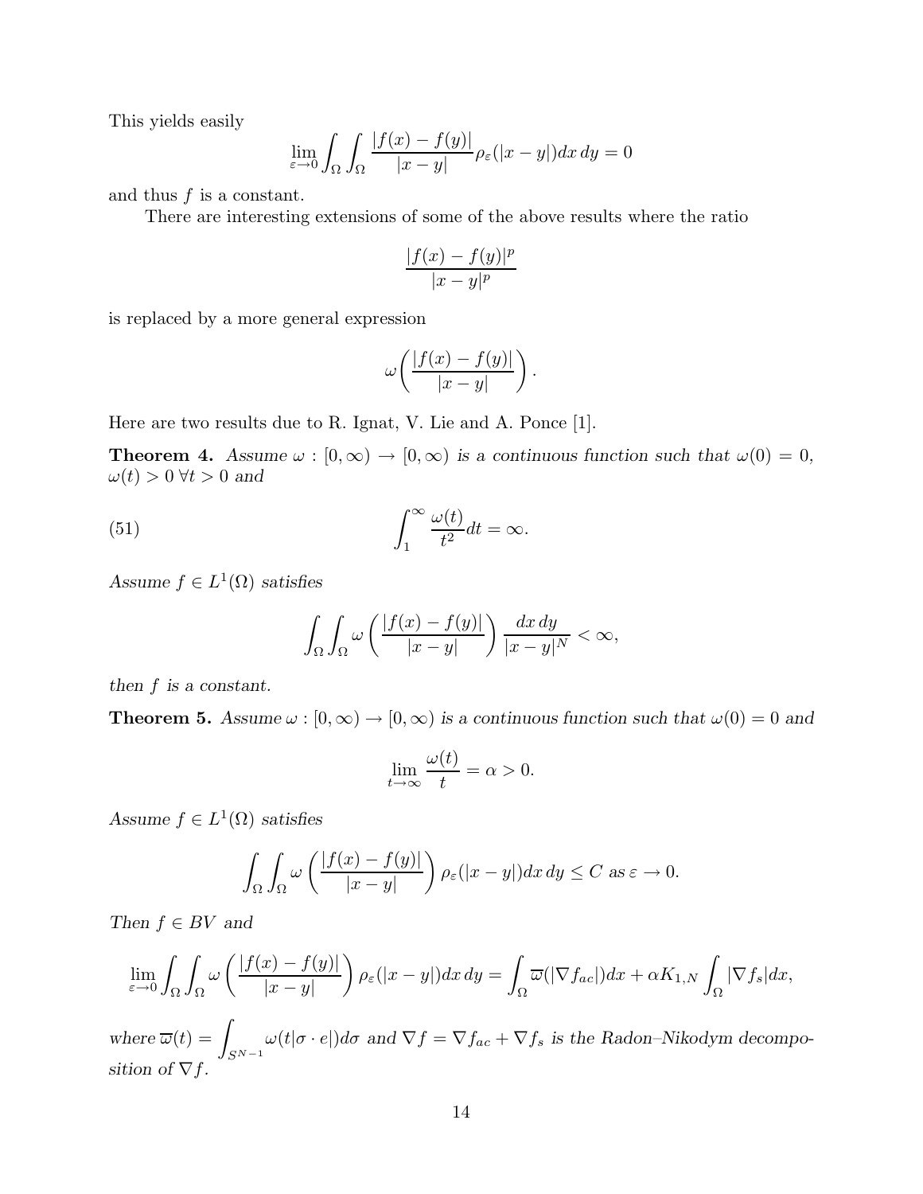This yields easily

$$\lim_{\varepsilon\to 0}\int_\Omega\int_\Omega \frac{|f(x)-f(y)|}{|x-y|}\rho_\varepsilon(|x-y|)dx\,dy = 0$$

and thus $f$ is a constant.

There are interesting extensions of some of the above results where the ratio

$$\frac{|f(x)-f(y)|^p}{|x-y|^p}$$

is replaced by a more general expression

$$\omega\biggl(\frac{|f(x)-f(y)|}{|x-y|}\biggr).$$

Here are two results due to R. Ignat, V. Lie and A. Ponce [1].

**Theorem 4.** *Assume* $\omega : [0,\infty) \to [0,\infty)$ *is a continuous function such that* $\omega(0) = 0$, $\omega(t) > 0\ \forall t > 0$ *and*

$$\int_1^\infty \frac{\omega(t)}{t^2}dt = \infty. \tag{51}$$

*Assume* $f \in L^1(\Omega)$ *satisfies*

$$\int_\Omega\int_\Omega \omega\left(\frac{|f(x)-f(y)|}{|x-y|}\right)\frac{dx\,dy}{|x-y|^N} < \infty,$$

*then* $f$ *is a constant.*

**Theorem 5.** *Assume* $\omega : [0,\infty) \to [0,\infty)$ *is a continuous function such that* $\omega(0) = 0$ *and*

$$\lim_{t\to\infty}\frac{\omega(t)}{t} = \alpha > 0.$$

*Assume* $f \in L^1(\Omega)$ *satisfies*

$$\int_\Omega\int_\Omega \omega\left(\frac{|f(x)-f(y)|}{|x-y|}\right)\rho_\varepsilon(|x-y|)dx\,dy \le C \text{ as } \varepsilon \to 0.$$

*Then* $f \in BV$ *and*

$$\lim_{\varepsilon\to 0}\int_\Omega\int_\Omega \omega\left(\frac{|f(x)-f(y)|}{|x-y|}\right)\rho_\varepsilon(|x-y|)dx\,dy = \int_\Omega \overline{\omega}(|\nabla f_{ac}|)dx + \alpha K_{1,N}\int_\Omega |\nabla f_s|dx,$$

*where* $\overline{\omega}(t) = \displaystyle\int_{S^{N-1}} \omega(t|\sigma\cdot e|)d\sigma$ *and* $\nabla f = \nabla f_{ac} + \nabla f_s$ *is the Radon–Nikodym decomposition of* $\nabla f$.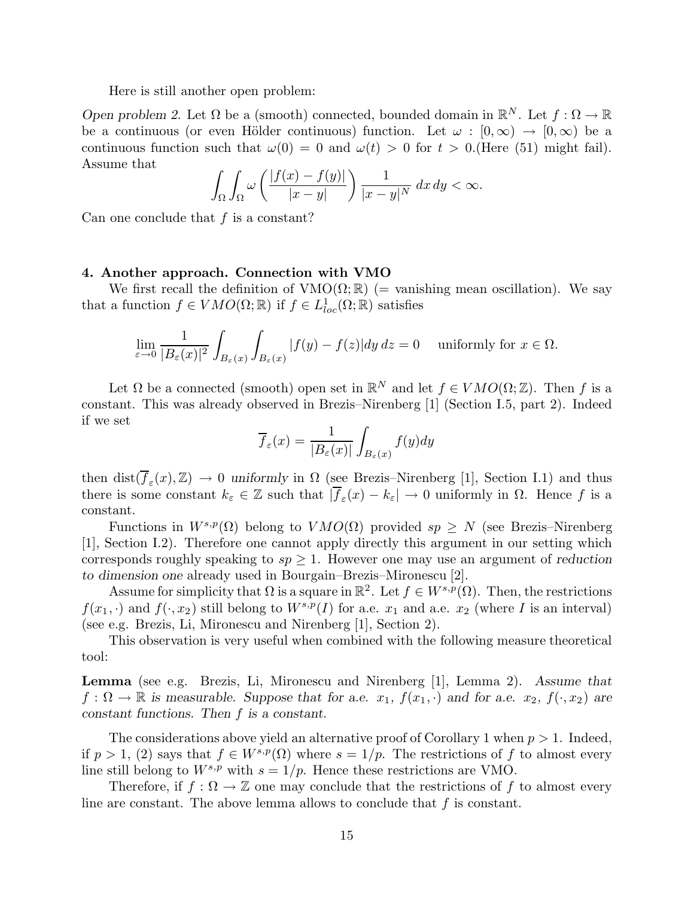Here is still another open problem:

*Open problem 2.* Let $\Omega$ be a (smooth) connected, bounded domain in $\mathbb{R}^N$. Let $f : \Omega \to \mathbb{R}$ be a continuous (or even Hölder continuous) function. Let $\omega : [0, \infty) \to [0, \infty)$ be a continuous function such that $\omega(0) = 0$ and $\omega(t) > 0$ for $t > 0$.(Here (51) might fail). Assume that

$$\int_\Omega \int_\Omega \omega\left(\frac{|f(x) - f(y)|}{|x - y|}\right) \frac{1}{|x - y|^N}\, dx\, dy < \infty.$$

Can one conclude that $f$ is a constant?

### 4. Another approach. Connection with VMO

We first recall the definition of $\mathrm{VMO}(\Omega; \mathbb{R})$ (= vanishing mean oscillation). We say that a function $f \in VMO(\Omega; \mathbb{R})$ if $f \in L^1_{loc}(\Omega; \mathbb{R})$ satisfies

$$\lim_{\varepsilon \to 0} \frac{1}{|B_\varepsilon(x)|^2} \int_{B_\varepsilon(x)} \int_{B_\varepsilon(x)} |f(y) - f(z)| dy\, dz = 0 \quad \text{uniformly for } x \in \Omega.$$

Let $\Omega$ be a connected (smooth) open set in $\mathbb{R}^N$ and let $f \in VMO(\Omega; \mathbb{Z})$. Then $f$ is a constant. This was already observed in Brezis–Nirenberg [1] (Section I.5, part 2). Indeed if we set

$$\overline{f}_\varepsilon(x) = \frac{1}{|B_\varepsilon(x)|} \int_{B_\varepsilon(x)} f(y) dy$$

then $\mathrm{dist}(\overline{f}_\varepsilon(x), \mathbb{Z}) \to 0$ *uniformly* in $\Omega$ (see Brezis–Nirenberg [1], Section I.1) and thus there is some constant $k_\varepsilon \in \mathbb{Z}$ such that $|\overline{f}_\varepsilon(x) - k_\varepsilon| \to 0$ uniformly in $\Omega$. Hence $f$ is a constant.

Functions in $W^{s,p}(\Omega)$ belong to $VMO(\Omega)$ provided $sp \geq N$ (see Brezis–Nirenberg [1], Section I.2). Therefore one cannot apply directly this argument in our setting which corresponds roughly speaking to $sp \geq 1$. However one may use an argument of *reduction to dimension one* already used in Bourgain–Brezis–Mironescu [2].

Assume for simplicity that $\Omega$ is a square in $\mathbb{R}^2$. Let $f \in W^{s,p}(\Omega)$. Then, the restrictions $f(x_1, \cdot)$ and $f(\cdot, x_2)$ still belong to $W^{s,p}(I)$ for a.e. $x_1$ and a.e. $x_2$ (where $I$ is an interval) (see e.g. Brezis, Li, Mironescu and Nirenberg [1], Section 2).

This observation is very useful when combined with the following measure theoretical tool:

**Lemma** (see e.g. Brezis, Li, Mironescu and Nirenberg [1], Lemma 2). *Assume that $f : \Omega \to \mathbb{R}$ is measurable. Suppose that for a.e. $x_1$, $f(x_1, \cdot)$ and for a.e. $x_2$, $f(\cdot, x_2)$ are constant functions. Then $f$ is a constant.*

The considerations above yield an alternative proof of Corollary 1 when $p > 1$. Indeed, if $p > 1$, (2) says that $f \in W^{s,p}(\Omega)$ where $s = 1/p$. The restrictions of $f$ to almost every line still belong to $W^{s,p}$ with $s = 1/p$. Hence these restrictions are VMO.

Therefore, if $f : \Omega \to \mathbb{Z}$ one may conclude that the restrictions of $f$ to almost every line are constant. The above lemma allows to conclude that $f$ is constant.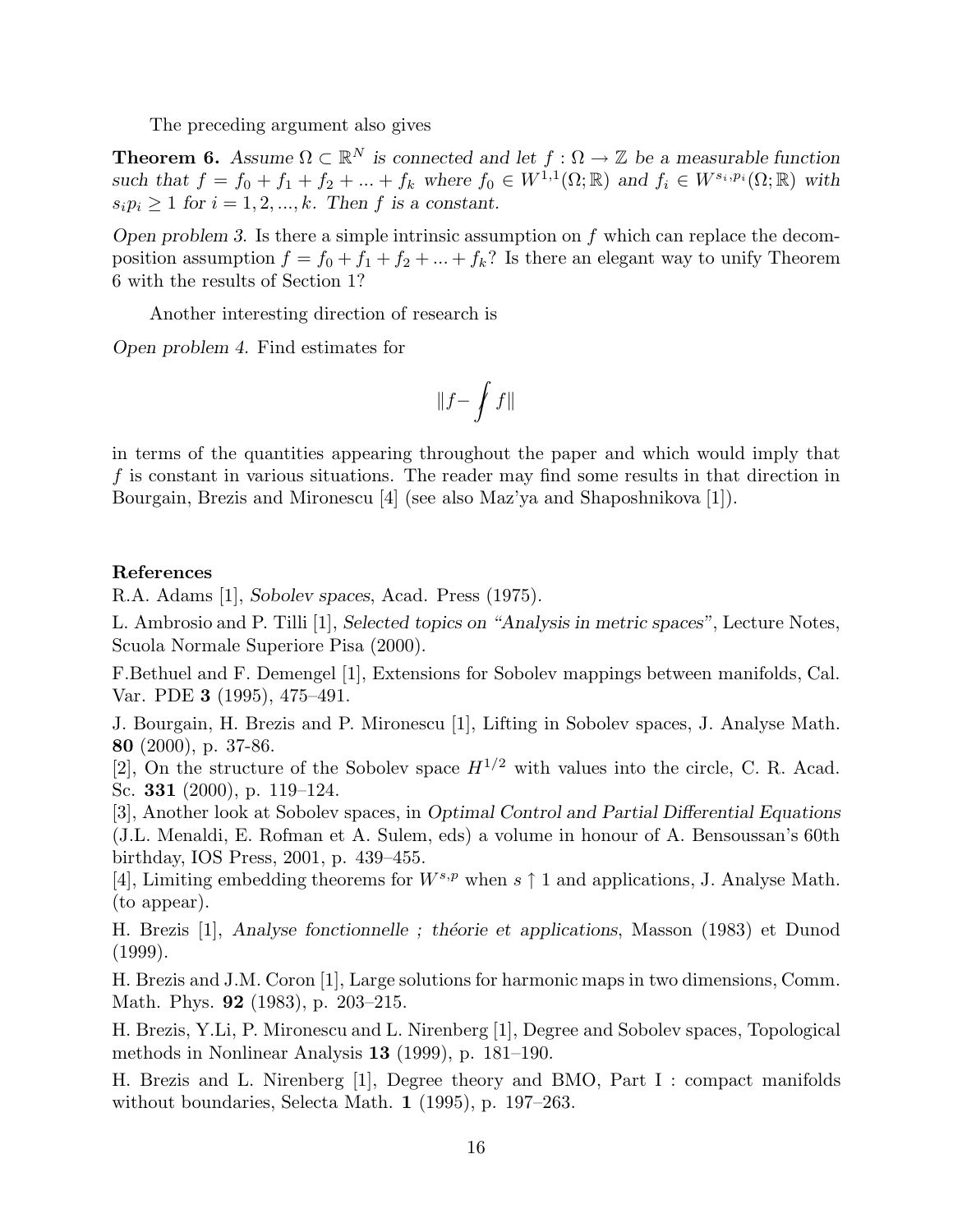The preceding argument also gives

**Theorem 6.** *Assume $\Omega \subset \mathbb{R}^N$ is connected and let $f : \Omega \to \mathbb{Z}$ be a measurable function such that $f = f_0 + f_1 + f_2 + ... + f_k$ where $f_0 \in W^{1,1}(\Omega; \mathbb{R})$ and $f_i \in W^{s_i,p_i}(\Omega; \mathbb{R})$ with $s_i p_i \geq 1$ for $i = 1, 2, ..., k$. Then $f$ is a constant.*

*Open problem 3.* Is there a simple intrinsic assumption on $f$ which can replace the decomposition assumption $f = f_0 + f_1 + f_2 + ... + f_k$? Is there an elegant way to unify Theorem 6 with the results of Section 1?

Another interesting direction of research is

*Open problem 4.* Find estimates for

$$\|f - \fint f\|$$

in terms of the quantities appearing throughout the paper and which would imply that $f$ is constant in various situations. The reader may find some results in that direction in Bourgain, Brezis and Mironescu [4] (see also Maz'ya and Shaposhnikova [1]).

**References**

R.A. Adams [1], *Sobolev spaces*, Acad. Press (1975).

L. Ambrosio and P. Tilli [1], *Selected topics on "Analysis in metric spaces"*, Lecture Notes, Scuola Normale Superiore Pisa (2000).

F.Bethuel and F. Demengel [1], Extensions for Sobolev mappings between manifolds, Cal. Var. PDE **3** (1995), 475–491.

J. Bourgain, H. Brezis and P. Mironescu [1], Lifting in Sobolev spaces, J. Analyse Math. **80** (2000), p. 37-86.

[2], On the structure of the Sobolev space $H^{1/2}$ with values into the circle, C. R. Acad. Sc. **331** (2000), p. 119–124.

[3], Another look at Sobolev spaces, in *Optimal Control and Partial Differential Equations* (J.L. Menaldi, E. Rofman et A. Sulem, eds) a volume in honour of A. Bensoussan's 60th birthday, IOS Press, 2001, p. 439–455.

[4], Limiting embedding theorems for $W^{s,p}$ when $s \uparrow 1$ and applications, J. Analyse Math. (to appear).

H. Brezis [1], *Analyse fonctionnelle ; théorie et applications*, Masson (1983) et Dunod (1999).

H. Brezis and J.M. Coron [1], Large solutions for harmonic maps in two dimensions, Comm. Math. Phys. **92** (1983), p. 203–215.

H. Brezis, Y.Li, P. Mironescu and L. Nirenberg [1], Degree and Sobolev spaces, Topological methods in Nonlinear Analysis **13** (1999), p. 181–190.

H. Brezis and L. Nirenberg [1], Degree theory and BMO, Part I : compact manifolds without boundaries, Selecta Math. **1** (1995), p. 197–263.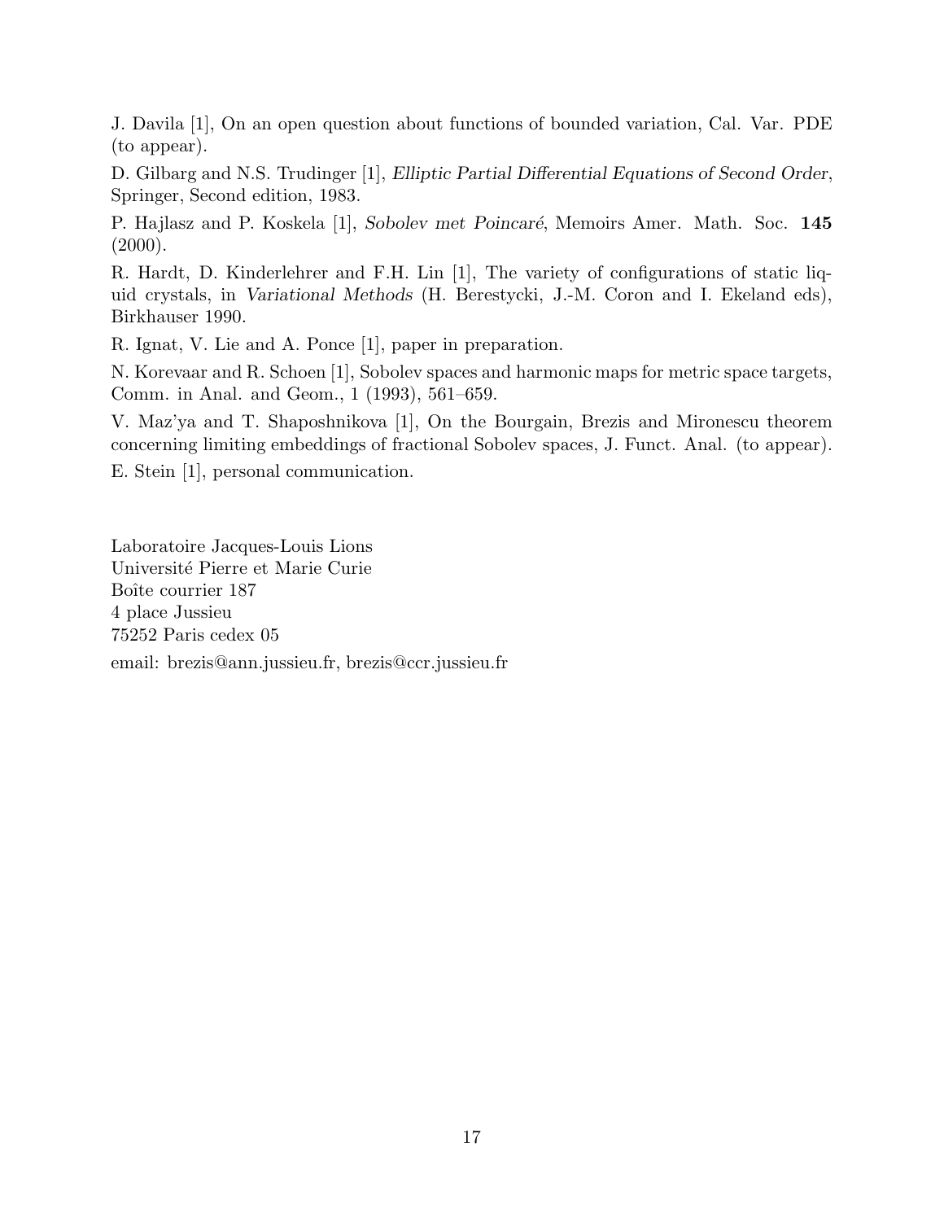J. Davila [1], On an open question about functions of bounded variation, Cal. Var. PDE (to appear).

D. Gilbarg and N.S. Trudinger [1], *Elliptic Partial Differential Equations of Second Order*, Springer, Second edition, 1983.

P. Hajlasz and P. Koskela [1], *Sobolev met Poincaré*, Memoirs Amer. Math. Soc. **145** (2000).

R. Hardt, D. Kinderlehrer and F.H. Lin [1], The variety of configurations of static liquid crystals, in *Variational Methods* (H. Berestycki, J.-M. Coron and I. Ekeland eds), Birkhauser 1990.

R. Ignat, V. Lie and A. Ponce [1], paper in preparation.

N. Korevaar and R. Schoen [1], Sobolev spaces and harmonic maps for metric space targets, Comm. in Anal. and Geom., 1 (1993), 561–659.

V. Maz'ya and T. Shaposhnikova [1], On the Bourgain, Brezis and Mironescu theorem concerning limiting embeddings of fractional Sobolev spaces, J. Funct. Anal. (to appear).

E. Stein [1], personal communication.

Laboratoire Jacques-Louis Lions
Université Pierre et Marie Curie
Boîte courrier 187
4 place Jussieu
75252 Paris cedex 05

email: brezis@ann.jussieu.fr, brezis@ccr.jussieu.fr